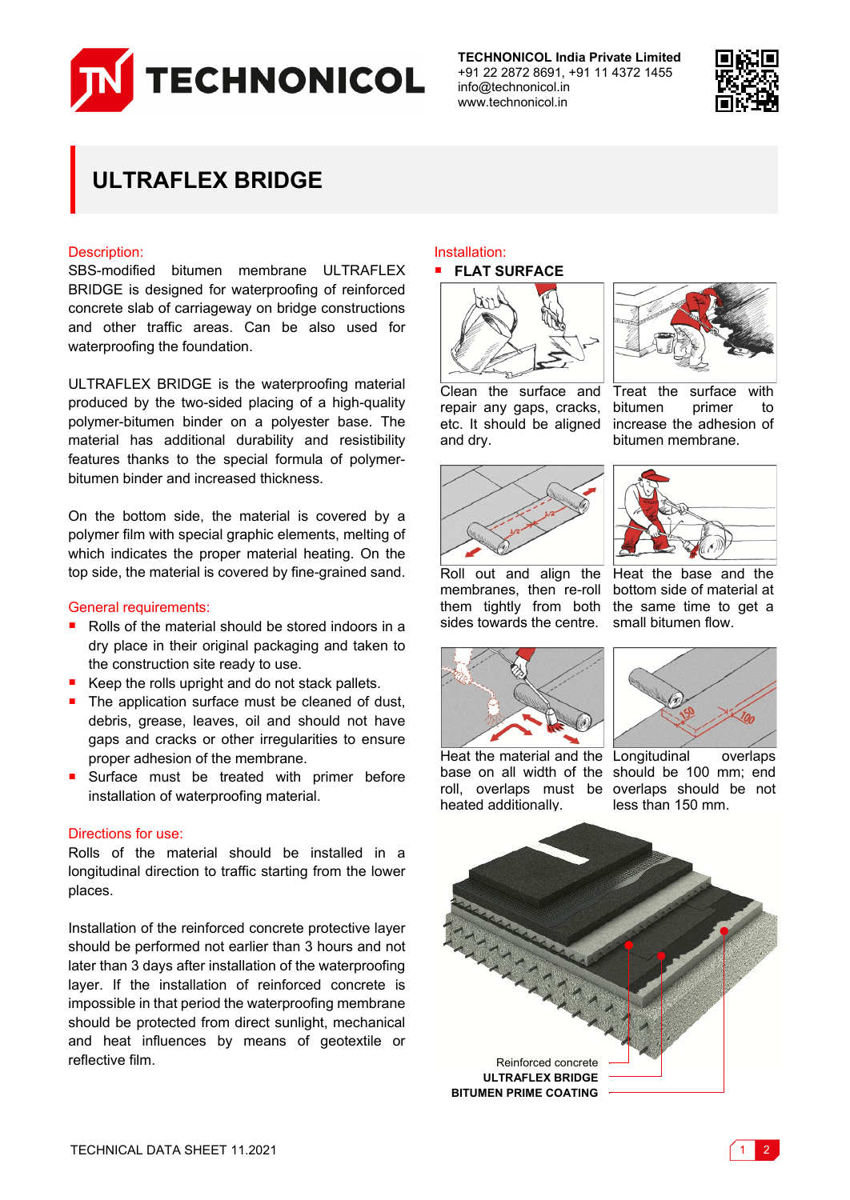# ULTRAFLEX BRIDGE

TECHNONICOL India Private Limited
+91 22 2872 8691, +91 11 4372 1455
info@technonicol.in
www.technonicol.in

## Description:

SBS-modified bitumen membrane ULTRAFLEX BRIDGE is designed for waterproofing of reinforced concrete slab of carriageway on bridge constructions and other traffic areas. Can be also used for waterproofing the foundation.

ULTRAFLEX BRIDGE is the waterproofing material produced by the two-sided placing of a high-quality polymer-bitumen binder on a polyester base. The material has additional durability and resistibility features thanks to the special formula of polymer-bitumen binder and increased thickness.

On the bottom side, the material is covered by a polymer film with special graphic elements, melting of which indicates the proper material heating. On the top side, the material is covered by fine-grained sand.

## General requirements:

- Rolls of the material should be stored indoors in a dry place in their original packaging and taken to the construction site ready to use.
- Keep the rolls upright and do not stack pallets.
- The application surface must be cleaned of dust, debris, grease, leaves, oil and should not have gaps and cracks or other irregularities to ensure proper adhesion of the membrane.
- Surface must be treated with primer before installation of waterproofing material.

## Directions for use:

Rolls of the material should be installed in a longitudinal direction to traffic starting from the lower places.

Installation of the reinforced concrete protective layer should be performed not earlier than 3 hours and not later than 3 days after installation of the waterproofing layer. If the installation of reinforced concrete is impossible in that period the waterproofing membrane should be protected from direct sunlight, mechanical and heat influences by means of geotextile or reflective film.

## Installation:

- **FLAT SURFACE**

Clean the surface and repair any gaps, cracks, etc. It should be aligned and dry.

Treat the surface with bitumen primer to increase the adhesion of bitumen membrane.

Roll out and align the membranes, then re-roll them tightly from both sides towards the centre.

Heat the base and the bottom side of material at the same time to get a small bitumen flow.

Heat the material and the base on all width of the roll, overlaps must be heated additionally.

Longitudinal overlaps should be 100 mm; end overlaps should be not less than 150 mm.

Reinforced concrete
**ULTRAFLEX BRIDGE**
**BITUMEN PRIME COATING**

TECHNICAL DATA SHEET 11.2021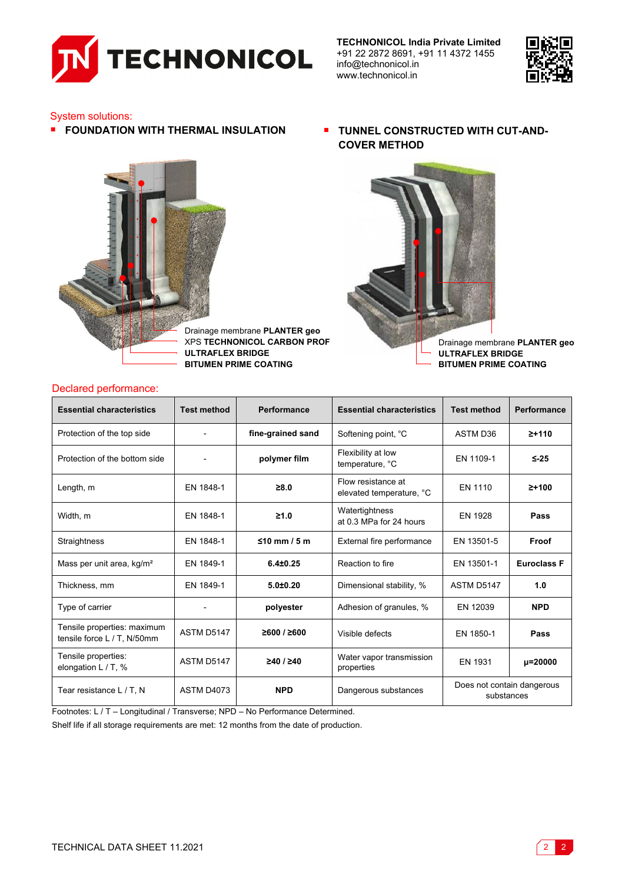TECHNONICOL

**TECHNONICOL India Private Limited**
+91 22 2872 8691, +91 11 4372 1455
info@technonicol.in
www.technonicol.in

System solutions:

- **FOUNDATION WITH THERMAL INSULATION**

Drainage membrane **PLANTER geo**
XPS **TECHNONICOL CARBON PROF**
**ULTRAFLEX BRIDGE**
**BITUMEN PRIME COATING**

- **TUNNEL CONSTRUCTED WITH CUT-AND-COVER METHOD**

Drainage membrane **PLANTER geo**
**ULTRAFLEX BRIDGE**
**BITUMEN PRIME COATING**

Declared performance:

| Essential characteristics | Test method | Performance | Essential characteristics | Test method | Performance |
|---|---|---|---|---|---|
| Protection of the top side | - | **fine-grained sand** | Softening point, °C | ASTM D36 | **≥+110** |
| Protection of the bottom side | - | **polymer film** | Flexibility at low temperature, °C | EN 1109-1 | **≤-25** |
| Length, m | EN 1848-1 | **≥8.0** | Flow resistance at elevated temperature, °C | EN 1110 | **≥+100** |
| Width, m | EN 1848-1 | **≥1.0** | Watertightness at 0.3 MPa for 24 hours | EN 1928 | **Pass** |
| Straightness | EN 1848-1 | **≤10 mm / 5 m** | External fire performance | EN 13501-5 | **Froof** |
| Mass per unit area, kg/m² | EN 1849-1 | **6.4±0.25** | Reaction to fire | EN 13501-1 | **Euroclass F** |
| Thickness, mm | EN 1849-1 | **5.0±0.20** | Dimensional stability, % | ASTM D5147 | **1.0** |
| Type of carrier | - | **polyester** | Adhesion of granules, % | EN 12039 | **NPD** |
| Tensile properties: maximum tensile force L / T, N/50mm | ASTM D5147 | **≥600 / ≥600** | Visible defects | EN 1850-1 | **Pass** |
| Tensile properties: elongation L / T, % | ASTM D5147 | **≥40 / ≥40** | Water vapor transmission properties | EN 1931 | **μ=20000** |
| Tear resistance L / T, N | ASTM D4073 | **NPD** | Dangerous substances | Does not contain dangerous substances | |

Footnotes: L / T – Longitudinal / Transverse; NPD – No Performance Determined.

Shelf life if all storage requirements are met: 12 months from the date of production.

TECHNICAL DATA SHEET 11.2021